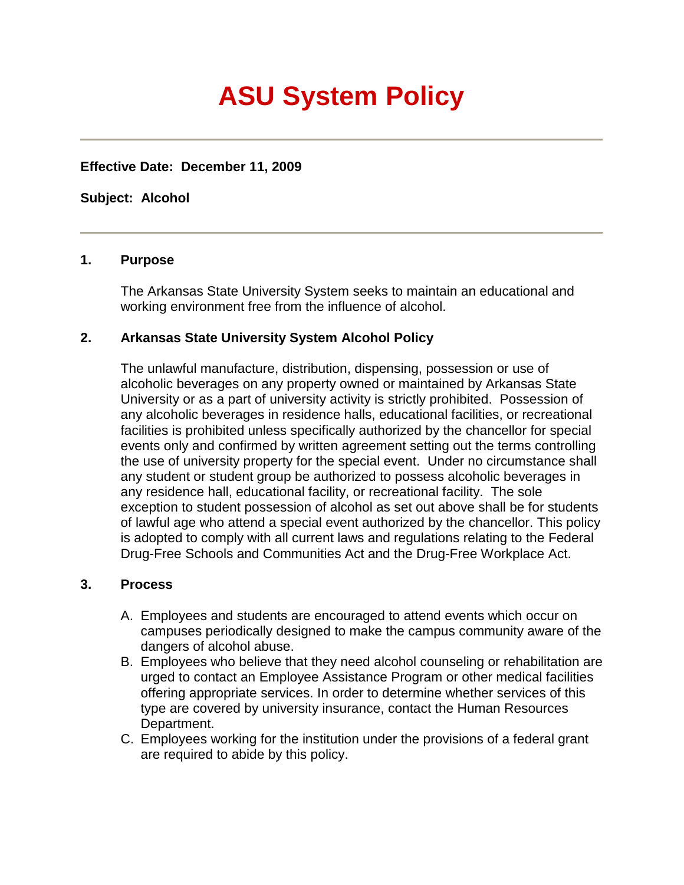# ASU System Policy

---

**Effective Date: December 11, 2009**

**Subject: Alcohol**

---

## 1. Purpose

The Arkansas State University System seeks to maintain an educational and working environment free from the influence of alcohol.

## 2. Arkansas State University System Alcohol Policy

The unlawful manufacture, distribution, dispensing, possession or use of alcoholic beverages on any property owned or maintained by Arkansas State University or as a part of university activity is strictly prohibited. Possession of any alcoholic beverages in residence halls, educational facilities, or recreational facilities is prohibited unless specifically authorized by the chancellor for special events only and confirmed by written agreement setting out the terms controlling the use of university property for the special event. Under no circumstance shall any student or student group be authorized to possess alcoholic beverages in any residence hall, educational facility, or recreational facility. The sole exception to student possession of alcohol as set out above shall be for students of lawful age who attend a special event authorized by the chancellor. This policy is adopted to comply with all current laws and regulations relating to the Federal Drug-Free Schools and Communities Act and the Drug-Free Workplace Act.

## 3. Process

A. Employees and students are encouraged to attend events which occur on campuses periodically designed to make the campus community aware of the dangers of alcohol abuse.

B. Employees who believe that they need alcohol counseling or rehabilitation are urged to contact an Employee Assistance Program or other medical facilities offering appropriate services. In order to determine whether services of this type are covered by university insurance, contact the Human Resources Department.

C. Employees working for the institution under the provisions of a federal grant are required to abide by this policy.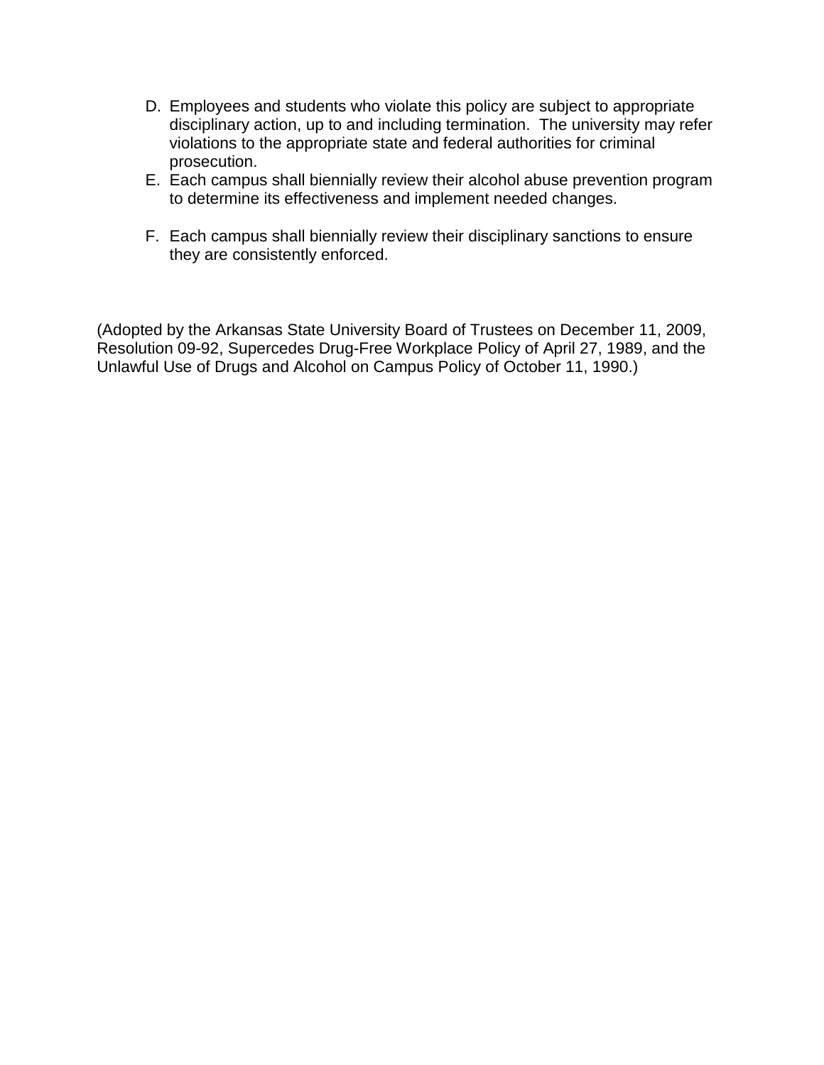D. Employees and students who violate this policy are subject to appropriate disciplinary action, up to and including termination. The university may refer violations to the appropriate state and federal authorities for criminal prosecution.
E. Each campus shall biennially review their alcohol abuse prevention program to determine its effectiveness and implement needed changes.

F. Each campus shall biennially review their disciplinary sanctions to ensure they are consistently enforced.

(Adopted by the Arkansas State University Board of Trustees on December 11, 2009, Resolution 09-92, Supercedes Drug-Free Workplace Policy of April 27, 1989, and the Unlawful Use of Drugs and Alcohol on Campus Policy of October 11, 1990.)